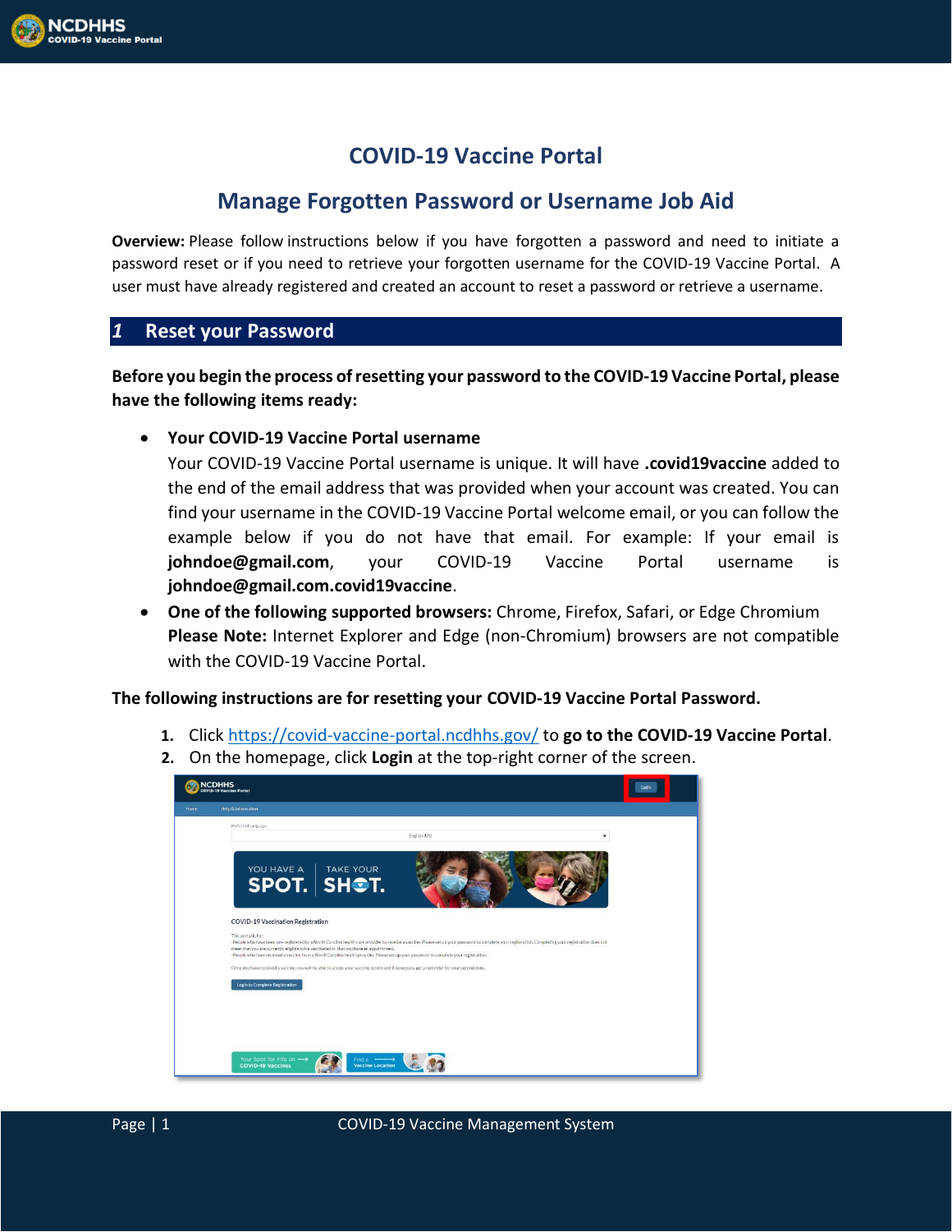# COVID-19 Vaccine Portal

## Manage Forgotten Password or Username Job Aid

**Overview:** Please follow instructions below if you have forgotten a password and need to initiate a password reset or if you need to retrieve your forgotten username for the COVID-19 Vaccine Portal. A user must have already registered and created an account to reset a password or retrieve a username.

## *1* Reset your Password

**Before you begin the process of resetting your password to the COVID-19 Vaccine Portal, please have the following items ready:**

- **Your COVID-19 Vaccine Portal username**
  Your COVID-19 Vaccine Portal username is unique. It will have **.covid19vaccine** added to the end of the email address that was provided when your account was created. You can find your username in the COVID-19 Vaccine Portal welcome email, or you can follow the example below if you do not have that email. For example: If your email is **johndoe@gmail.com**, your COVID-19 Vaccine Portal username is **johndoe@gmail.com.covid19vaccine**.
- **One of the following supported browsers:** Chrome, Firefox, Safari, or Edge Chromium
  **Please Note:** Internet Explorer and Edge (non-Chromium) browsers are not compatible with the COVID-19 Vaccine Portal.

**The following instructions are for resetting your COVID-19 Vaccine Portal Password.**

1. Click [https://covid-vaccine-portal.ncdhhs.gov/](https://covid-vaccine-portal.ncdhhs.gov/) to **go to the COVID-19 Vaccine Portal**.
2. On the homepage, click **Login** at the top-right corner of the screen.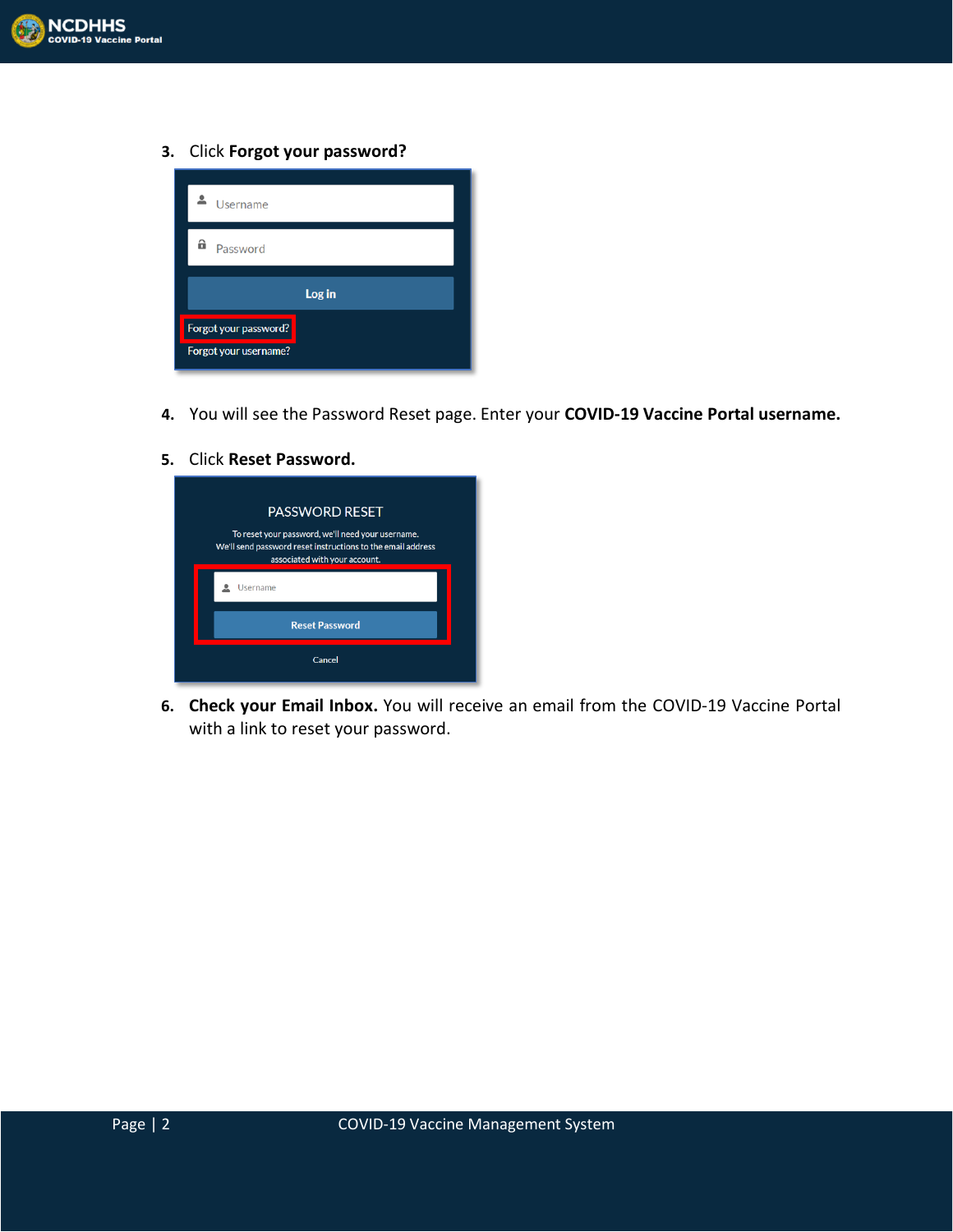3. Click **Forgot your password?**

4. You will see the Password Reset page. Enter your **COVID-19 Vaccine Portal username.**

5. Click **Reset Password.**

6. **Check your Email Inbox.** You will receive an email from the COVID-19 Vaccine Portal with a link to reset your password.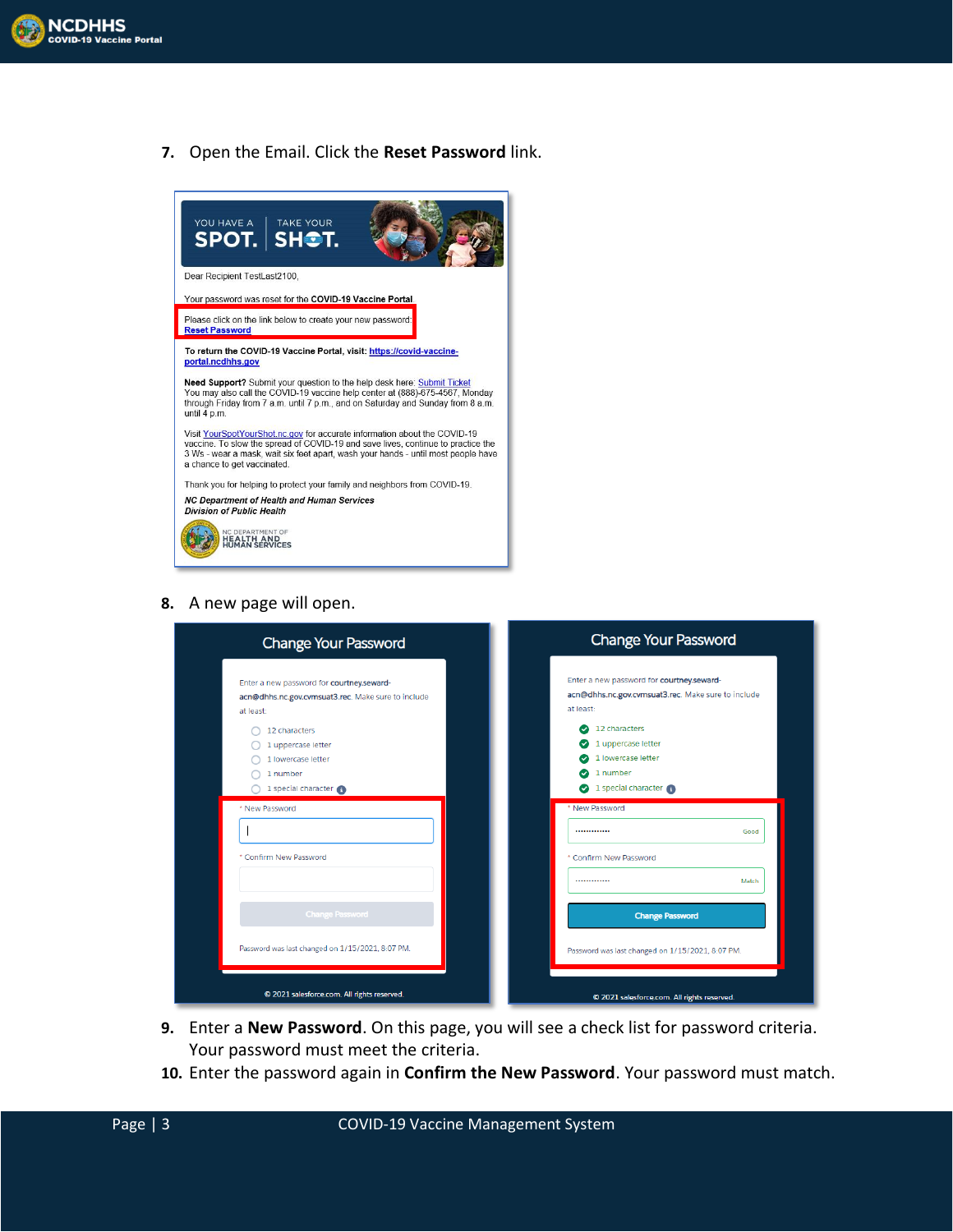7. Open the Email. Click the **Reset Password** link.

YOU HAVE A SPOT. | TAKE YOUR SHOT.

Dear Recipient TestLast2100,

Your password was reset for the **COVID-19 Vaccine Portal**

Please click on the link below to create your new password:
Reset Password

**To return the COVID-19 Vaccine Portal, visit: https://covid-vaccine-portal.ncdhhs.gov**

**Need Support?** Submit your question to the help desk here: Submit Ticket
You may also call the COVID-19 vaccine help center at (888)-675-4567, Monday through Friday from 7 a.m. until 7 p.m., and on Saturday and Sunday from 8 a.m. until 4 p.m.

Visit YourSpotYourShot.nc.gov for accurate information about the COVID-19 vaccine. To slow the spread of COVID-19 and save lives, continue to practice the 3 Ws - wear a mask, wait six feet apart, wash your hands - until most people have a chance to get vaccinated.

Thank you for helping to protect your family and neighbors from COVID-19.

*NC Department of Health and Human Services*
*Division of Public Health*

NC DEPARTMENT OF HEALTH AND HUMAN SERVICES

8. A new page will open.

**Change Your Password**

Enter a new password for courtney.seward-acn@dhhs.nc.gov.cvmsuat3.rec. Make sure to include at least:

- 12 characters
- 1 uppercase letter
- 1 lowercase letter
- 1 number
- 1 special character

\* New Password

\* Confirm New Password

Change Password

Password was last changed on 1/15/2021, 8:07 PM.

© 2021 salesforce.com. All rights reserved.

9. Enter a **New Password**. On this page, you will see a check list for password criteria. Your password must meet the criteria.
10. Enter the password again in **Confirm the New Password**. Your password must match.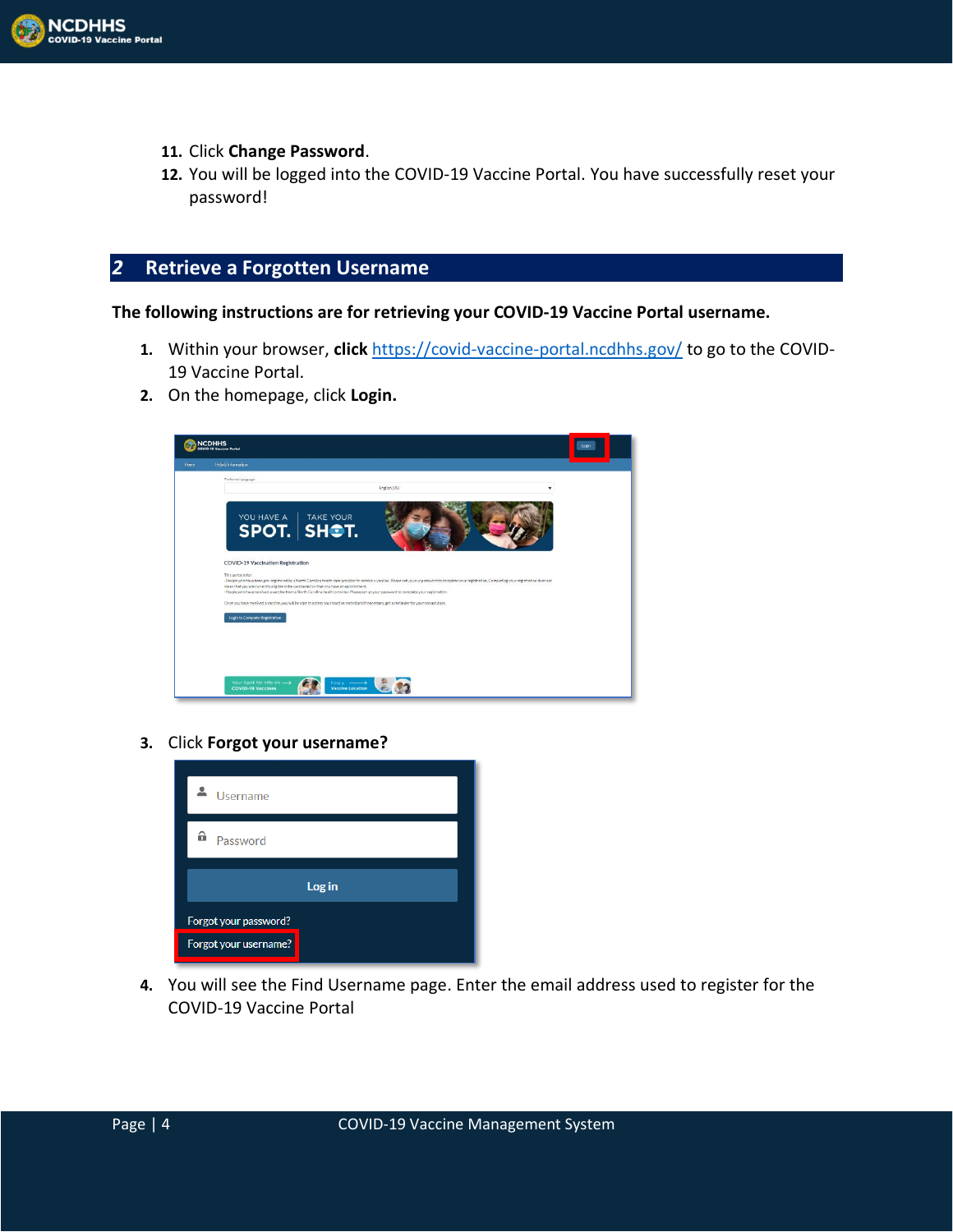11. Click **Change Password**.
12. You will be logged into the COVID-19 Vaccine Portal. You have successfully reset your password!

## 2 Retrieve a Forgotten Username

**The following instructions are for retrieving your COVID-19 Vaccine Portal username.**

1. Within your browser, **click** https://covid-vaccine-portal.ncdhhs.gov/ to go to the COVID-19 Vaccine Portal.
2. On the homepage, click **Login.**
3. Click **Forgot your username?**
4. You will see the Find Username page. Enter the email address used to register for the COVID-19 Vaccine Portal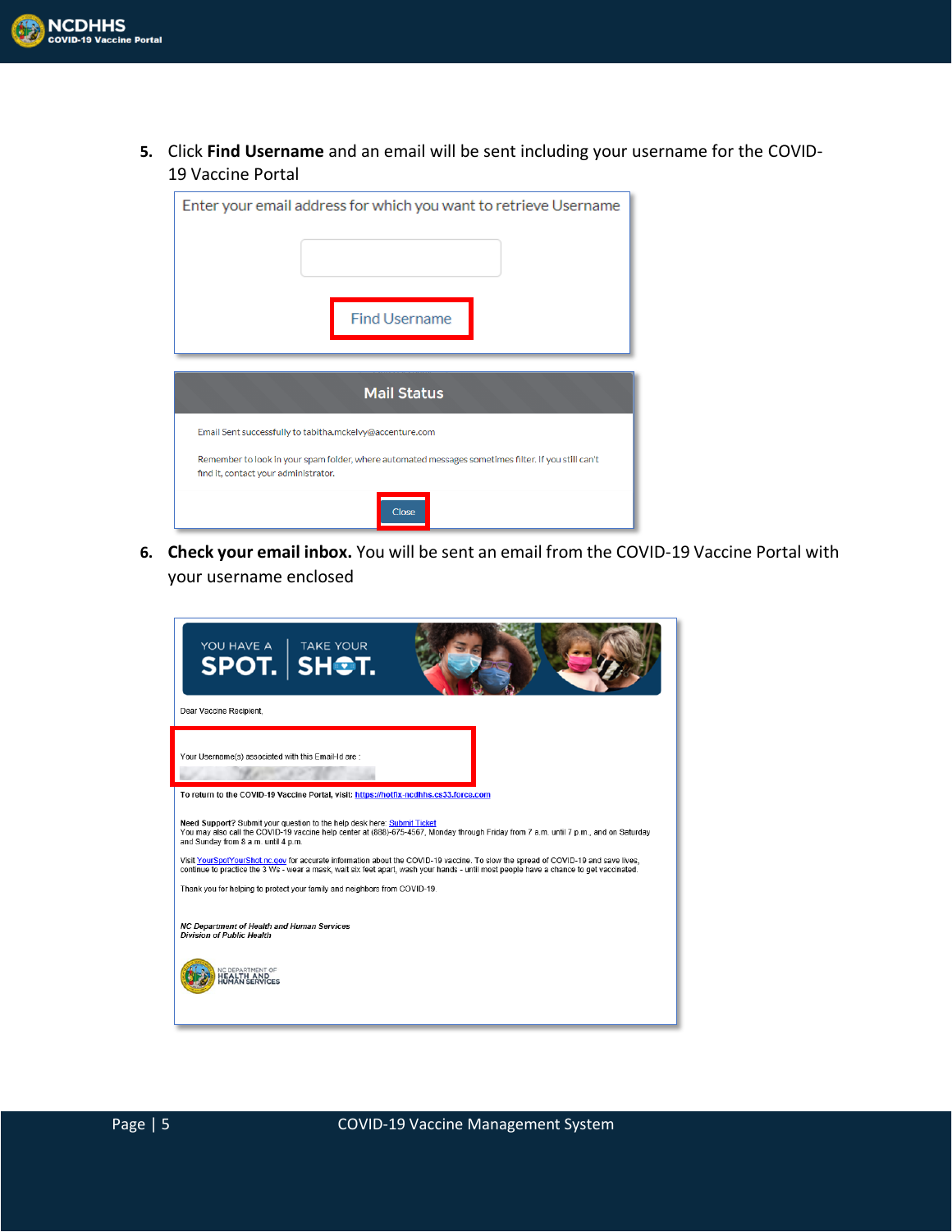5. Click **Find Username** and an email will be sent including your username for the COVID-19 Vaccine Portal

Enter your email address for which you want to retrieve Username

Find Username

**Mail Status**

Email Sent successfully to tabitha.mckelvy@accenture.com

Remember to look in your spam folder, where automated messages sometimes filter. If you still can't find it, contact your administrator.

Close

6. **Check your email inbox.** You will be sent an email from the COVID-19 Vaccine Portal with your username enclosed

YOU HAVE A SPOT. | TAKE YOUR SHOT.

Dear Vaccine Recipient,

Your Username(s) associated with this Email-Id are :

**To return to the COVID-19 Vaccine Portal, visit: https://hotfix-ncdhhs.cs33.force.com**

**Need Support?** Submit your question to the help desk here: Submit Ticket
You may also call the COVID-19 vaccine help center at (888)-675-4567, Monday through Friday from 7 a.m. until 7 p.m., and on Saturday and Sunday from 8 a.m. until 4 p.m.

Visit YourSpotYourShot.nc.gov for accurate information about the COVID-19 vaccine. To slow the spread of COVID-19 and save lives, continue to practice the 3 Ws - wear a mask, wait six feet apart, wash your hands - until most people have a chance to get vaccinated.

Thank you for helping to protect your family and neighbors from COVID-19.

***NC Department of Health and Human Services***
***Division of Public Health***

NC DEPARTMENT OF HEALTH AND HUMAN SERVICES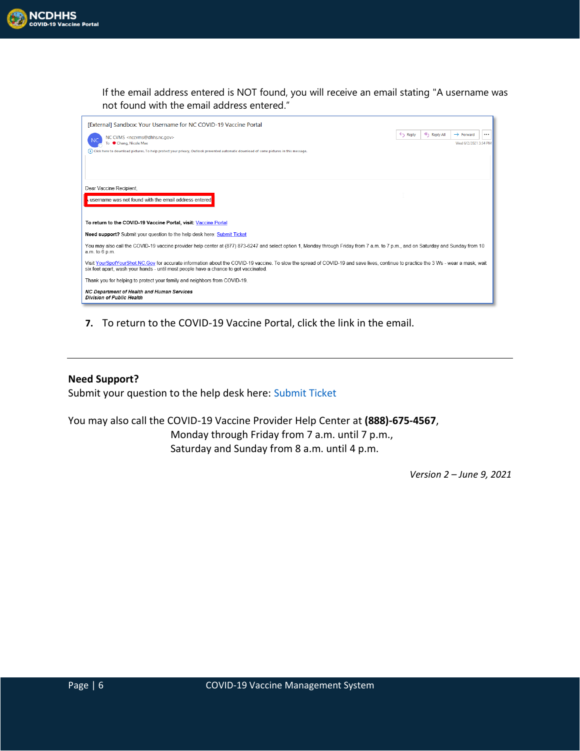If the email address entered is NOT found, you will receive an email stating "A username was not found with the email address entered."

[External] Sandbox: Your Username for NC COVID-19 Vaccine Portal

NC CVMS <nccvms@dhhs.nc.gov>
To Cheng, Nicole Mae

Click here to download pictures. To help protect your privacy, Outlook prevented automatic download of some pictures in this message.

Wed 6/2/2021 3:54 PM

Dear Vaccine Recipient,

A username was not found with the email address entered

**To return to the COVID-19 Vaccine Portal, visit:** Vaccine Portal

**Need support?** Submit your question to the help desk here: Submit Ticket

You may also call the COVID-19 vaccine provider help center at (877) 873-6247 and select option 1, Monday through Friday from 7 a.m. to 7 p.m., and on Saturday and Sunday from 10 a.m. to 6 p.m.

Visit YourSpotYourShot.NC.Gov for accurate information about the COVID-19 vaccine. To slow the spread of COVID-19 and save lives, continue to practice the 3 Ws - wear a mask, wait six feet apart, wash your hands - until most people have a chance to get vaccinated.

Thank you for helping to protect your family and neighbors from COVID-19.

***NC Department of Health and Human Services***
***Division of Public Health***

7. To return to the COVID-19 Vaccine Portal, click the link in the email.

---

**Need Support?**
Submit your question to the help desk here: Submit Ticket

You may also call the COVID-19 Vaccine Provider Help Center at **(888)-675-4567**,
Monday through Friday from 7 a.m. until 7 p.m.,
Saturday and Sunday from 8 a.m. until 4 p.m.

*Version 2 – June 9, 2021*